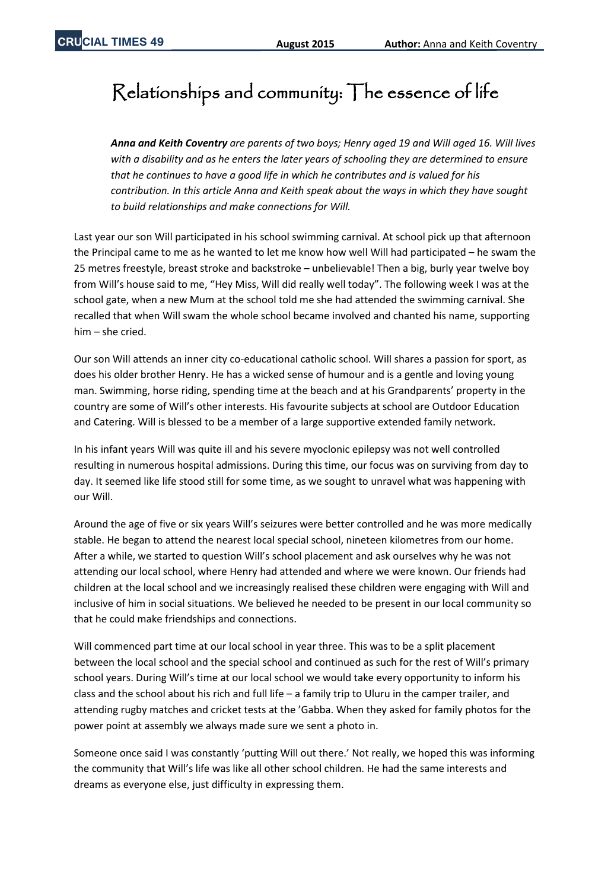# Relationships and community: The essence of life

***Anna and Keith Coventry** are parents of two boys; Henry aged 19 and Will aged 16. Will lives with a disability and as he enters the later years of schooling they are determined to ensure that he continues to have a good life in which he contributes and is valued for his contribution. In this article Anna and Keith speak about the ways in which they have sought to build relationships and make connections for Will.*

Last year our son Will participated in his school swimming carnival. At school pick up that afternoon the Principal came to me as he wanted to let me know how well Will had participated – he swam the 25 metres freestyle, breast stroke and backstroke – unbelievable! Then a big, burly year twelve boy from Will's house said to me, "Hey Miss, Will did really well today". The following week I was at the school gate, when a new Mum at the school told me she had attended the swimming carnival. She recalled that when Will swam the whole school became involved and chanted his name, supporting him – she cried.

Our son Will attends an inner city co-educational catholic school. Will shares a passion for sport, as does his older brother Henry. He has a wicked sense of humour and is a gentle and loving young man. Swimming, horse riding, spending time at the beach and at his Grandparents' property in the country are some of Will's other interests. His favourite subjects at school are Outdoor Education and Catering. Will is blessed to be a member of a large supportive extended family network.

In his infant years Will was quite ill and his severe myoclonic epilepsy was not well controlled resulting in numerous hospital admissions. During this time, our focus was on surviving from day to day. It seemed like life stood still for some time, as we sought to unravel what was happening with our Will.

Around the age of five or six years Will's seizures were better controlled and he was more medically stable. He began to attend the nearest local special school, nineteen kilometres from our home. After a while, we started to question Will's school placement and ask ourselves why he was not attending our local school, where Henry had attended and where we were known. Our friends had children at the local school and we increasingly realised these children were engaging with Will and inclusive of him in social situations. We believed he needed to be present in our local community so that he could make friendships and connections.

Will commenced part time at our local school in year three. This was to be a split placement between the local school and the special school and continued as such for the rest of Will's primary school years. During Will's time at our local school we would take every opportunity to inform his class and the school about his rich and full life – a family trip to Uluru in the camper trailer, and attending rugby matches and cricket tests at the 'Gabba. When they asked for family photos for the power point at assembly we always made sure we sent a photo in.

Someone once said I was constantly 'putting Will out there.' Not really, we hoped this was informing the community that Will's life was like all other school children. He had the same interests and dreams as everyone else, just difficulty in expressing them.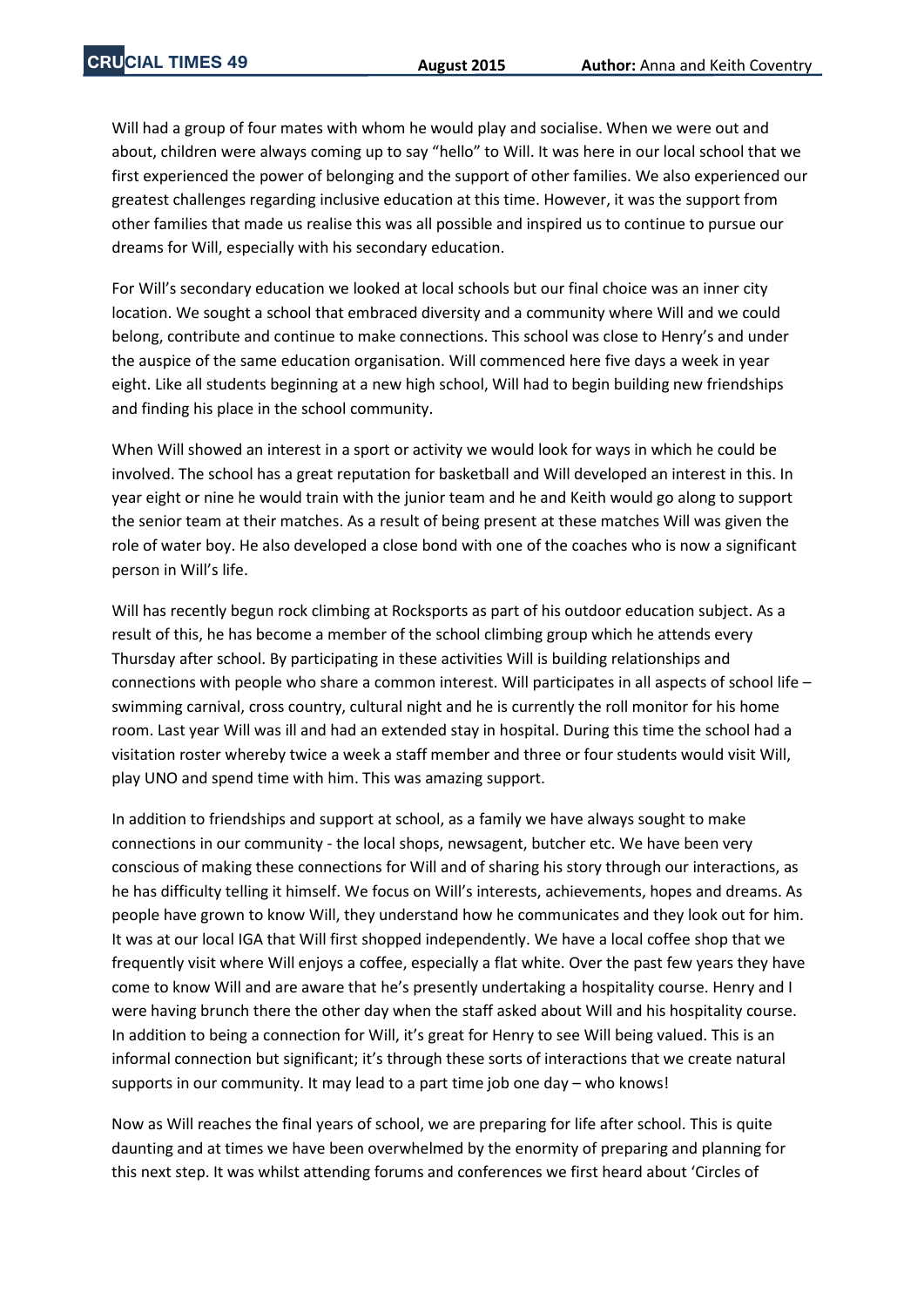Will had a group of four mates with whom he would play and socialise. When we were out and about, children were always coming up to say "hello" to Will. It was here in our local school that we first experienced the power of belonging and the support of other families. We also experienced our greatest challenges regarding inclusive education at this time. However, it was the support from other families that made us realise this was all possible and inspired us to continue to pursue our dreams for Will, especially with his secondary education.

For Will's secondary education we looked at local schools but our final choice was an inner city location. We sought a school that embraced diversity and a community where Will and we could belong, contribute and continue to make connections. This school was close to Henry's and under the auspice of the same education organisation. Will commenced here five days a week in year eight. Like all students beginning at a new high school, Will had to begin building new friendships and finding his place in the school community.

When Will showed an interest in a sport or activity we would look for ways in which he could be involved. The school has a great reputation for basketball and Will developed an interest in this. In year eight or nine he would train with the junior team and he and Keith would go along to support the senior team at their matches. As a result of being present at these matches Will was given the role of water boy. He also developed a close bond with one of the coaches who is now a significant person in Will's life.

Will has recently begun rock climbing at Rocksports as part of his outdoor education subject. As a result of this, he has become a member of the school climbing group which he attends every Thursday after school. By participating in these activities Will is building relationships and connections with people who share a common interest. Will participates in all aspects of school life – swimming carnival, cross country, cultural night and he is currently the roll monitor for his home room. Last year Will was ill and had an extended stay in hospital. During this time the school had a visitation roster whereby twice a week a staff member and three or four students would visit Will, play UNO and spend time with him. This was amazing support.

In addition to friendships and support at school, as a family we have always sought to make connections in our community - the local shops, newsagent, butcher etc. We have been very conscious of making these connections for Will and of sharing his story through our interactions, as he has difficulty telling it himself. We focus on Will's interests, achievements, hopes and dreams. As people have grown to know Will, they understand how he communicates and they look out for him. It was at our local IGA that Will first shopped independently. We have a local coffee shop that we frequently visit where Will enjoys a coffee, especially a flat white. Over the past few years they have come to know Will and are aware that he's presently undertaking a hospitality course. Henry and I were having brunch there the other day when the staff asked about Will and his hospitality course. In addition to being a connection for Will, it's great for Henry to see Will being valued. This is an informal connection but significant; it's through these sorts of interactions that we create natural supports in our community. It may lead to a part time job one day – who knows!

Now as Will reaches the final years of school, we are preparing for life after school. This is quite daunting and at times we have been overwhelmed by the enormity of preparing and planning for this next step. It was whilst attending forums and conferences we first heard about 'Circles of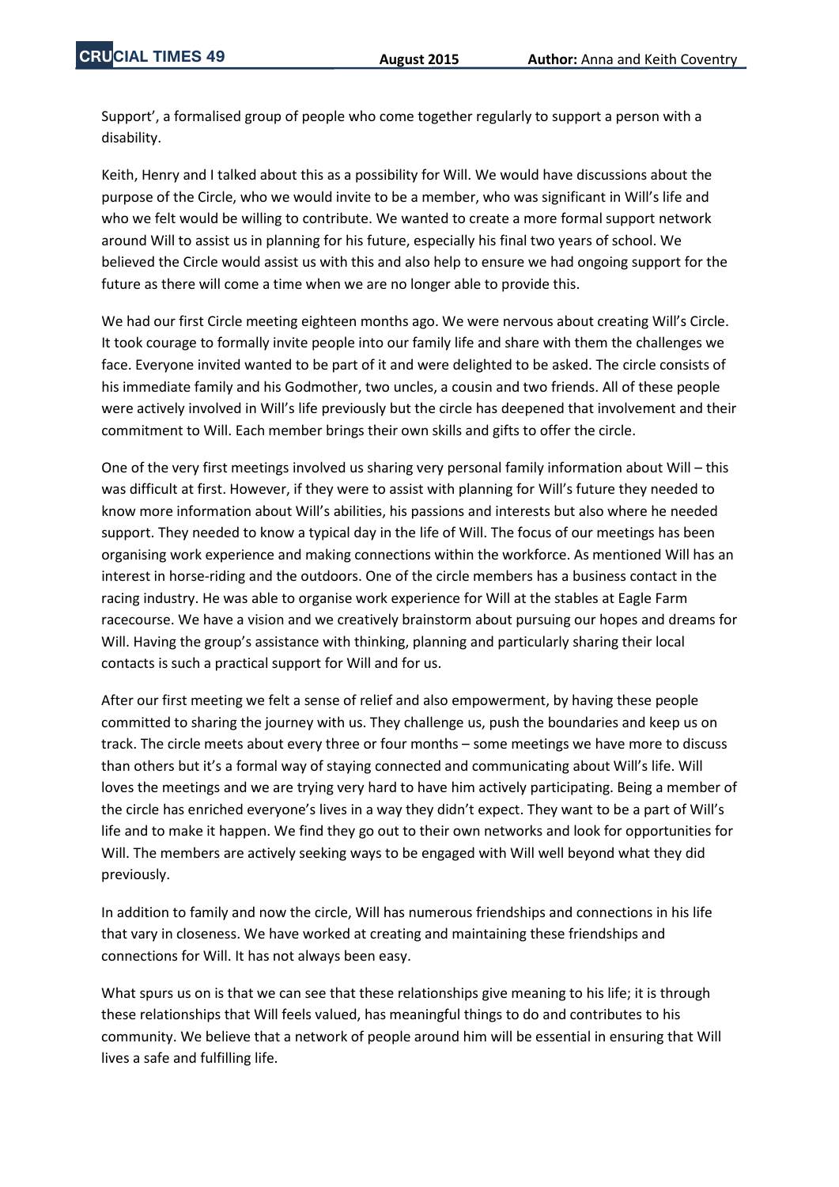Support', a formalised group of people who come together regularly to support a person with a disability.

Keith, Henry and I talked about this as a possibility for Will. We would have discussions about the purpose of the Circle, who we would invite to be a member, who was significant in Will's life and who we felt would be willing to contribute. We wanted to create a more formal support network around Will to assist us in planning for his future, especially his final two years of school. We believed the Circle would assist us with this and also help to ensure we had ongoing support for the future as there will come a time when we are no longer able to provide this.

We had our first Circle meeting eighteen months ago. We were nervous about creating Will's Circle. It took courage to formally invite people into our family life and share with them the challenges we face. Everyone invited wanted to be part of it and were delighted to be asked. The circle consists of his immediate family and his Godmother, two uncles, a cousin and two friends. All of these people were actively involved in Will's life previously but the circle has deepened that involvement and their commitment to Will. Each member brings their own skills and gifts to offer the circle.

One of the very first meetings involved us sharing very personal family information about Will – this was difficult at first. However, if they were to assist with planning for Will's future they needed to know more information about Will's abilities, his passions and interests but also where he needed support. They needed to know a typical day in the life of Will. The focus of our meetings has been organising work experience and making connections within the workforce. As mentioned Will has an interest in horse-riding and the outdoors. One of the circle members has a business contact in the racing industry. He was able to organise work experience for Will at the stables at Eagle Farm racecourse. We have a vision and we creatively brainstorm about pursuing our hopes and dreams for Will. Having the group's assistance with thinking, planning and particularly sharing their local contacts is such a practical support for Will and for us.

After our first meeting we felt a sense of relief and also empowerment, by having these people committed to sharing the journey with us. They challenge us, push the boundaries and keep us on track. The circle meets about every three or four months – some meetings we have more to discuss than others but it's a formal way of staying connected and communicating about Will's life. Will loves the meetings and we are trying very hard to have him actively participating. Being a member of the circle has enriched everyone's lives in a way they didn't expect. They want to be a part of Will's life and to make it happen. We find they go out to their own networks and look for opportunities for Will. The members are actively seeking ways to be engaged with Will well beyond what they did previously.

In addition to family and now the circle, Will has numerous friendships and connections in his life that vary in closeness. We have worked at creating and maintaining these friendships and connections for Will. It has not always been easy.

What spurs us on is that we can see that these relationships give meaning to his life; it is through these relationships that Will feels valued, has meaningful things to do and contributes to his community. We believe that a network of people around him will be essential in ensuring that Will lives a safe and fulfilling life.